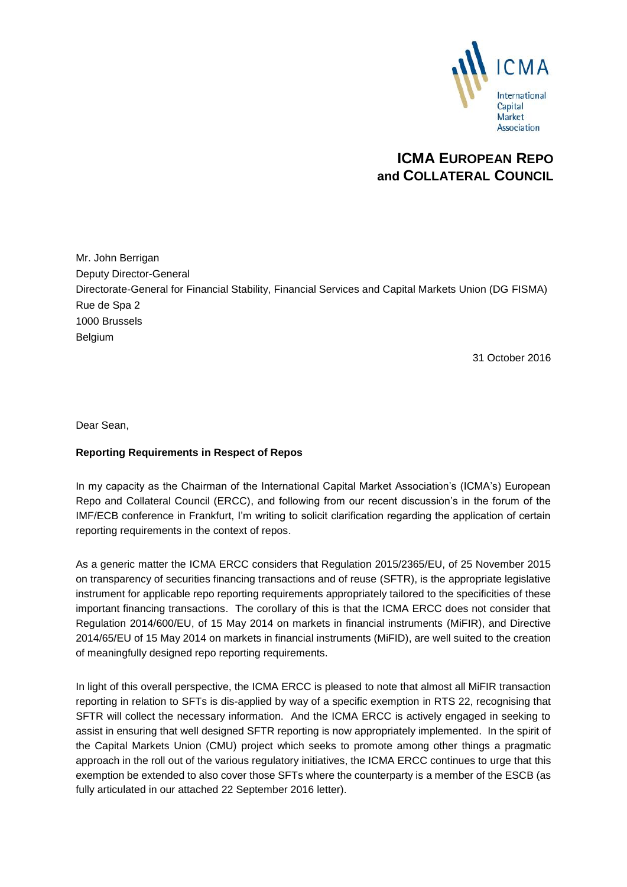ICMA

International Capital Market Association

## ICMA EUROPEAN REPO and COLLATERAL COUNCIL

Mr. John Berrigan
Deputy Director-General
Directorate-General for Financial Stability, Financial Services and Capital Markets Union (DG FISMA)
Rue de Spa 2
1000 Brussels
Belgium

31 October 2016

Dear Sean,

**Reporting Requirements in Respect of Repos**

In my capacity as the Chairman of the International Capital Market Association's (ICMA's) European Repo and Collateral Council (ERCC), and following from our recent discussion's in the forum of the IMF/ECB conference in Frankfurt, I'm writing to solicit clarification regarding the application of certain reporting requirements in the context of repos.

As a generic matter the ICMA ERCC considers that Regulation 2015/2365/EU, of 25 November 2015 on transparency of securities financing transactions and of reuse (SFTR), is the appropriate legislative instrument for applicable repo reporting requirements appropriately tailored to the specificities of these important financing transactions. The corollary of this is that the ICMA ERCC does not consider that Regulation 2014/600/EU, of 15 May 2014 on markets in financial instruments (MiFIR), and Directive 2014/65/EU of 15 May 2014 on markets in financial instruments (MiFID), are well suited to the creation of meaningfully designed repo reporting requirements.

In light of this overall perspective, the ICMA ERCC is pleased to note that almost all MiFIR transaction reporting in relation to SFTs is dis-applied by way of a specific exemption in RTS 22, recognising that SFTR will collect the necessary information. And the ICMA ERCC is actively engaged in seeking to assist in ensuring that well designed SFTR reporting is now appropriately implemented. In the spirit of the Capital Markets Union (CMU) project which seeks to promote among other things a pragmatic approach in the roll out of the various regulatory initiatives, the ICMA ERCC continues to urge that this exemption be extended to also cover those SFTs where the counterparty is a member of the ESCB (as fully articulated in our attached 22 September 2016 letter).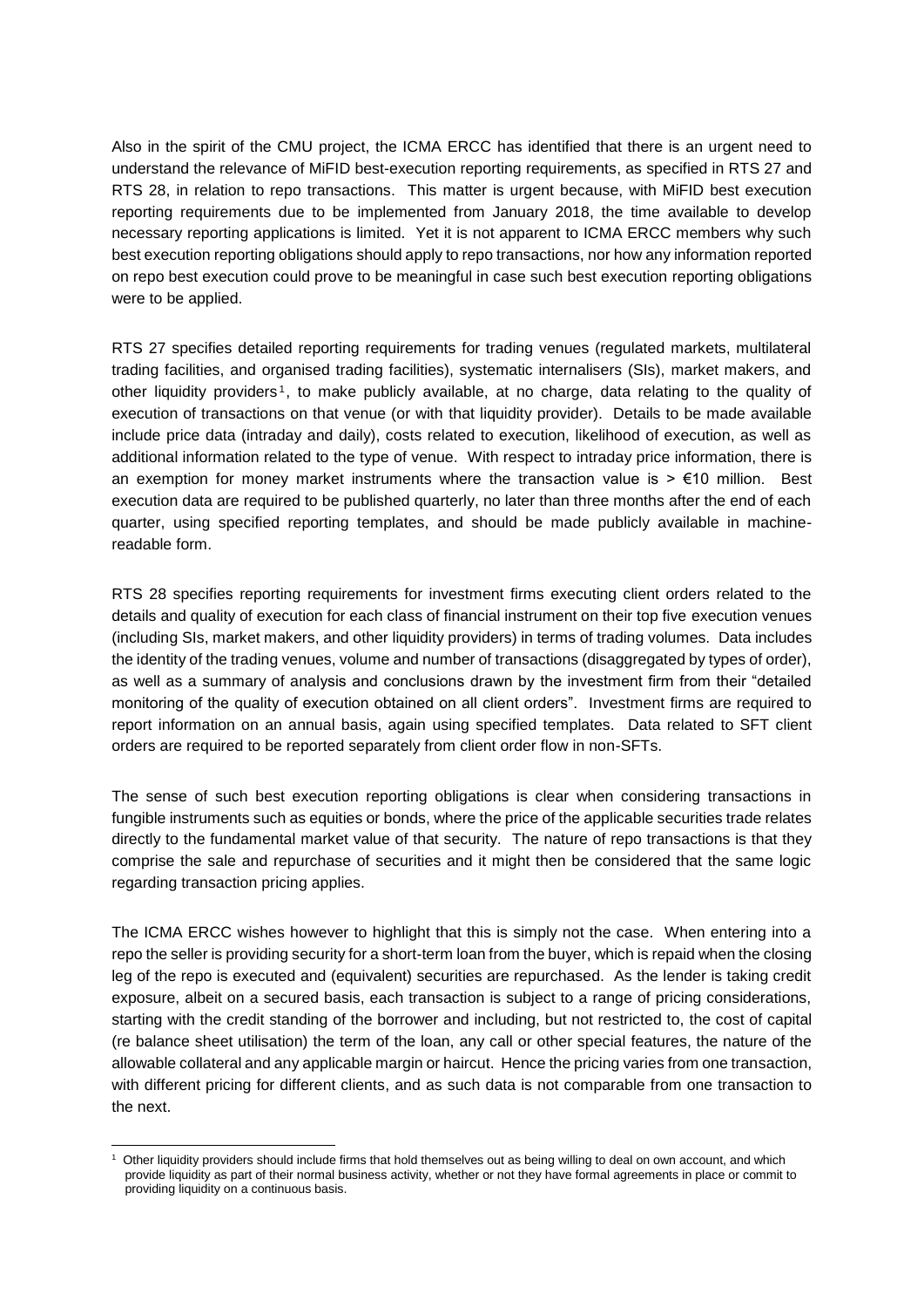Also in the spirit of the CMU project, the ICMA ERCC has identified that there is an urgent need to understand the relevance of MiFID best-execution reporting requirements, as specified in RTS 27 and RTS 28, in relation to repo transactions. This matter is urgent because, with MiFID best execution reporting requirements due to be implemented from January 2018, the time available to develop necessary reporting applications is limited. Yet it is not apparent to ICMA ERCC members why such best execution reporting obligations should apply to repo transactions, nor how any information reported on repo best execution could prove to be meaningful in case such best execution reporting obligations were to be applied.

RTS 27 specifies detailed reporting requirements for trading venues (regulated markets, multilateral trading facilities, and organised trading facilities), systematic internalisers (SIs), market makers, and other liquidity providers[1], to make publicly available, at no charge, data relating to the quality of execution of transactions on that venue (or with that liquidity provider). Details to be made available include price data (intraday and daily), costs related to execution, likelihood of execution, as well as additional information related to the type of venue. With respect to intraday price information, there is an exemption for money market instruments where the transaction value is > €10 million. Best execution data are required to be published quarterly, no later than three months after the end of each quarter, using specified reporting templates, and should be made publicly available in machine-readable form.

RTS 28 specifies reporting requirements for investment firms executing client orders related to the details and quality of execution for each class of financial instrument on their top five execution venues (including SIs, market makers, and other liquidity providers) in terms of trading volumes. Data includes the identity of the trading venues, volume and number of transactions (disaggregated by types of order), as well as a summary of analysis and conclusions drawn by the investment firm from their "detailed monitoring of the quality of execution obtained on all client orders". Investment firms are required to report information on an annual basis, again using specified templates. Data related to SFT client orders are required to be reported separately from client order flow in non-SFTs.

The sense of such best execution reporting obligations is clear when considering transactions in fungible instruments such as equities or bonds, where the price of the applicable securities trade relates directly to the fundamental market value of that security. The nature of repo transactions is that they comprise the sale and repurchase of securities and it might then be considered that the same logic regarding transaction pricing applies.

The ICMA ERCC wishes however to highlight that this is simply not the case. When entering into a repo the seller is providing security for a short-term loan from the buyer, which is repaid when the closing leg of the repo is executed and (equivalent) securities are repurchased. As the lender is taking credit exposure, albeit on a secured basis, each transaction is subject to a range of pricing considerations, starting with the credit standing of the borrower and including, but not restricted to, the cost of capital (re balance sheet utilisation) the term of the loan, any call or other special features, the nature of the allowable collateral and any applicable margin or haircut. Hence the pricing varies from one transaction, with different pricing for different clients, and as such data is not comparable from one transaction to the next.

[1] Other liquidity providers should include firms that hold themselves out as being willing to deal on own account, and which provide liquidity as part of their normal business activity, whether or not they have formal agreements in place or commit to providing liquidity on a continuous basis.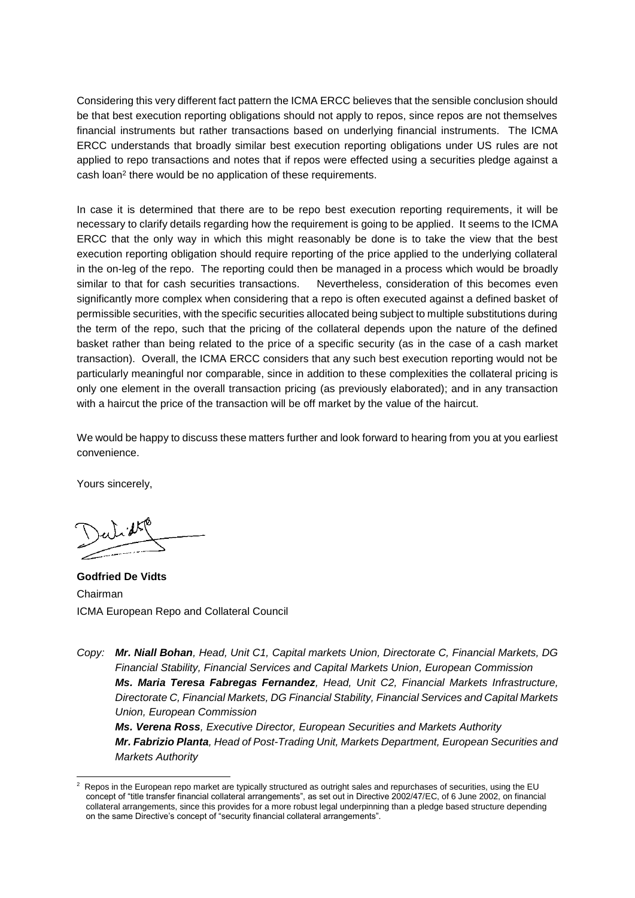Considering this very different fact pattern the ICMA ERCC believes that the sensible conclusion should be that best execution reporting obligations should not apply to repos, since repos are not themselves financial instruments but rather transactions based on underlying financial instruments. The ICMA ERCC understands that broadly similar best execution reporting obligations under US rules are not applied to repo transactions and notes that if repos were effected using a securities pledge against a cash loan[2] there would be no application of these requirements.

In case it is determined that there are to be repo best execution reporting requirements, it will be necessary to clarify details regarding how the requirement is going to be applied. It seems to the ICMA ERCC that the only way in which this might reasonably be done is to take the view that the best execution reporting obligation should require reporting of the price applied to the underlying collateral in the on-leg of the repo. The reporting could then be managed in a process which would be broadly similar to that for cash securities transactions. Nevertheless, consideration of this becomes even significantly more complex when considering that a repo is often executed against a defined basket of permissible securities, with the specific securities allocated being subject to multiple substitutions during the term of the repo, such that the pricing of the collateral depends upon the nature of the defined basket rather than being related to the price of a specific security (as in the case of a cash market transaction). Overall, the ICMA ERCC considers that any such best execution reporting would not be particularly meaningful nor comparable, since in addition to these complexities the collateral pricing is only one element in the overall transaction pricing (as previously elaborated); and in any transaction with a haircut the price of the transaction will be off market by the value of the haircut.

We would be happy to discuss these matters further and look forward to hearing from you at you earliest convenience.

Yours sincerely,

**Godfried De Vidts**
Chairman
ICMA European Repo and Collateral Council

*Copy:* ***Mr. Niall Bohan****, Head, Unit C1, Capital markets Union, Directorate C, Financial Markets, DG Financial Stability, Financial Services and Capital Markets Union, European Commission*
***Ms. Maria Teresa Fabregas Fernandez****, Head, Unit C2, Financial Markets Infrastructure, Directorate C, Financial Markets, DG Financial Stability, Financial Services and Capital Markets Union, European Commission*
***Ms. Verena Ross****, Executive Director, European Securities and Markets Authority*
***Mr. Fabrizio Planta****, Head of Post-Trading Unit, Markets Department, European Securities and Markets Authority*

---

[2] Repos in the European repo market are typically structured as outright sales and repurchases of securities, using the EU concept of "title transfer financial collateral arrangements", as set out in Directive 2002/47/EC, of 6 June 2002, on financial collateral arrangements, since this provides for a more robust legal underpinning than a pledge based structure depending on the same Directive's concept of "security financial collateral arrangements".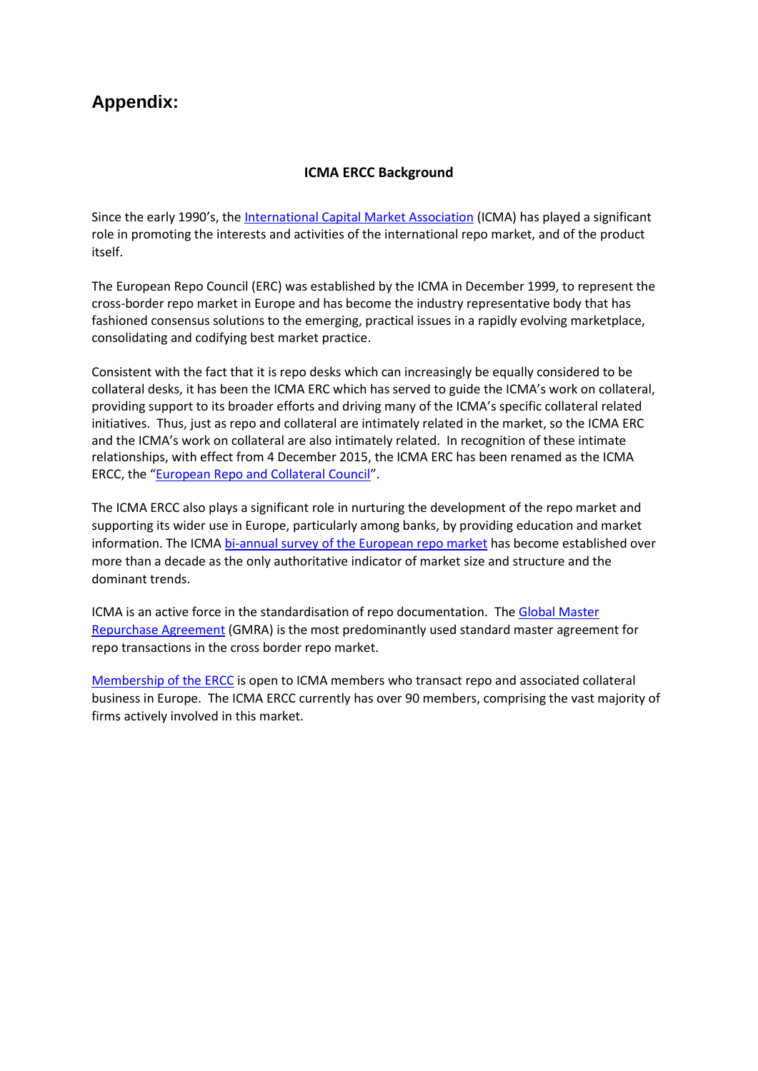# Appendix:

**ICMA ERCC Background**

Since the early 1990's, the International Capital Market Association (ICMA) has played a significant role in promoting the interests and activities of the international repo market, and of the product itself.

The European Repo Council (ERC) was established by the ICMA in December 1999, to represent the cross-border repo market in Europe and has become the industry representative body that has fashioned consensus solutions to the emerging, practical issues in a rapidly evolving marketplace, consolidating and codifying best market practice.

Consistent with the fact that it is repo desks which can increasingly be equally considered to be collateral desks, it has been the ICMA ERC which has served to guide the ICMA's work on collateral, providing support to its broader efforts and driving many of the ICMA's specific collateral related initiatives. Thus, just as repo and collateral are intimately related in the market, so the ICMA ERC and the ICMA's work on collateral are also intimately related. In recognition of these intimate relationships, with effect from 4 December 2015, the ICMA ERC has been renamed as the ICMA ERCC, the "European Repo and Collateral Council".

The ICMA ERCC also plays a significant role in nurturing the development of the repo market and supporting its wider use in Europe, particularly among banks, by providing education and market information. The ICMA bi-annual survey of the European repo market has become established over more than a decade as the only authoritative indicator of market size and structure and the dominant trends.

ICMA is an active force in the standardisation of repo documentation. The Global Master Repurchase Agreement (GMRA) is the most predominantly used standard master agreement for repo transactions in the cross border repo market.

Membership of the ERCC is open to ICMA members who transact repo and associated collateral business in Europe. The ICMA ERCC currently has over 90 members, comprising the vast majority of firms actively involved in this market.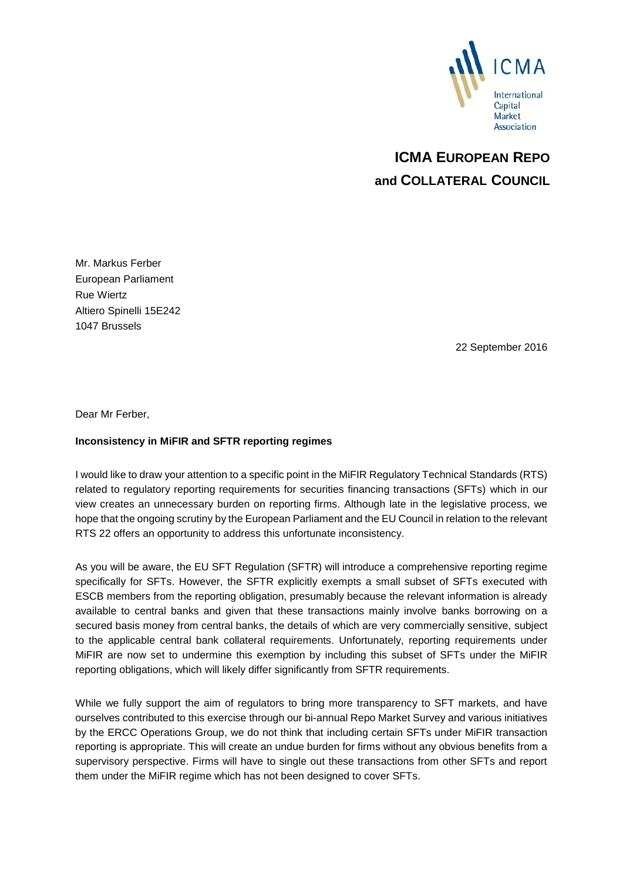ICMA

International Capital Market Association

## ICMA EUROPEAN REPO and COLLATERAL COUNCIL

Mr. Markus Ferber
European Parliament
Rue Wiertz
Altiero Spinelli 15E242
1047 Brussels

22 September 2016

Dear Mr Ferber,

**Inconsistency in MiFIR and SFTR reporting regimes**

I would like to draw your attention to a specific point in the MiFIR Regulatory Technical Standards (RTS) related to regulatory reporting requirements for securities financing transactions (SFTs) which in our view creates an unnecessary burden on reporting firms. Although late in the legislative process, we hope that the ongoing scrutiny by the European Parliament and the EU Council in relation to the relevant RTS 22 offers an opportunity to address this unfortunate inconsistency.

As you will be aware, the EU SFT Regulation (SFTR) will introduce a comprehensive reporting regime specifically for SFTs. However, the SFTR explicitly exempts a small subset of SFTs executed with ESCB members from the reporting obligation, presumably because the relevant information is already available to central banks and given that these transactions mainly involve banks borrowing on a secured basis money from central banks, the details of which are very commercially sensitive, subject to the applicable central bank collateral requirements. Unfortunately, reporting requirements under MiFIR are now set to undermine this exemption by including this subset of SFTs under the MiFIR reporting obligations, which will likely differ significantly from SFTR requirements.

While we fully support the aim of regulators to bring more transparency to SFT markets, and have ourselves contributed to this exercise through our bi-annual Repo Market Survey and various initiatives by the ERCC Operations Group, we do not think that including certain SFTs under MiFIR transaction reporting is appropriate. This will create an undue burden for firms without any obvious benefits from a supervisory perspective. Firms will have to single out these transactions from other SFTs and report them under the MiFIR regime which has not been designed to cover SFTs.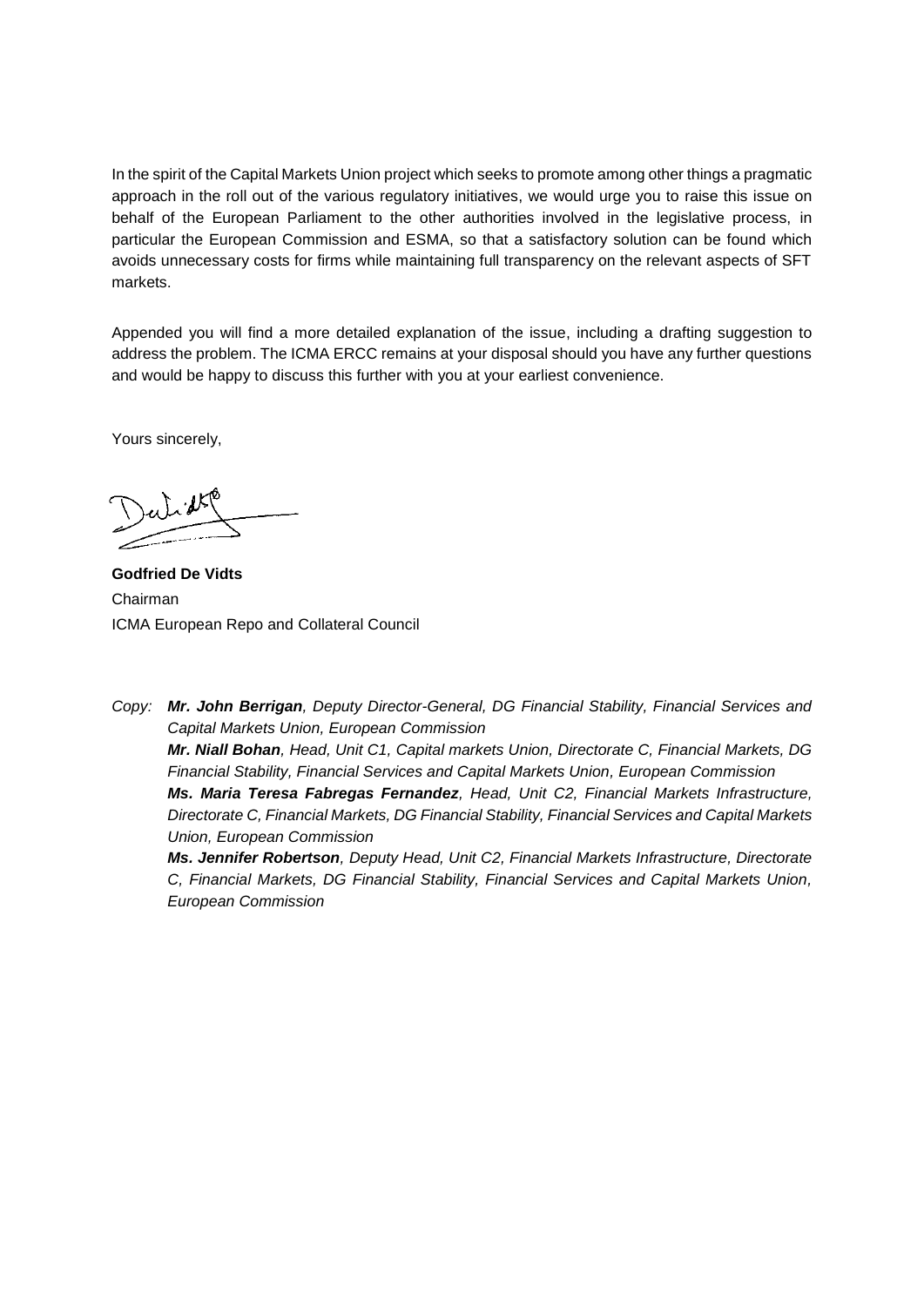In the spirit of the Capital Markets Union project which seeks to promote among other things a pragmatic approach in the roll out of the various regulatory initiatives, we would urge you to raise this issue on behalf of the European Parliament to the other authorities involved in the legislative process, in particular the European Commission and ESMA, so that a satisfactory solution can be found which avoids unnecessary costs for firms while maintaining full transparency on the relevant aspects of SFT markets.

Appended you will find a more detailed explanation of the issue, including a drafting suggestion to address the problem. The ICMA ERCC remains at your disposal should you have any further questions and would be happy to discuss this further with you at your earliest convenience.

Yours sincerely,

**Godfried De Vidts**
Chairman
ICMA European Repo and Collateral Council

*Copy:* ***Mr. John Berrigan****, Deputy Director-General, DG Financial Stability, Financial Services and Capital Markets Union, European Commission*

***Mr. Niall Bohan****, Head, Unit C1, Capital markets Union, Directorate C, Financial Markets, DG Financial Stability, Financial Services and Capital Markets Union, European Commission*

***Ms. Maria Teresa Fabregas Fernandez****, Head, Unit C2, Financial Markets Infrastructure, Directorate C, Financial Markets, DG Financial Stability, Financial Services and Capital Markets Union, European Commission*

***Ms. Jennifer Robertson****, Deputy Head, Unit C2, Financial Markets Infrastructure, Directorate C, Financial Markets, DG Financial Stability, Financial Services and Capital Markets Union, European Commission*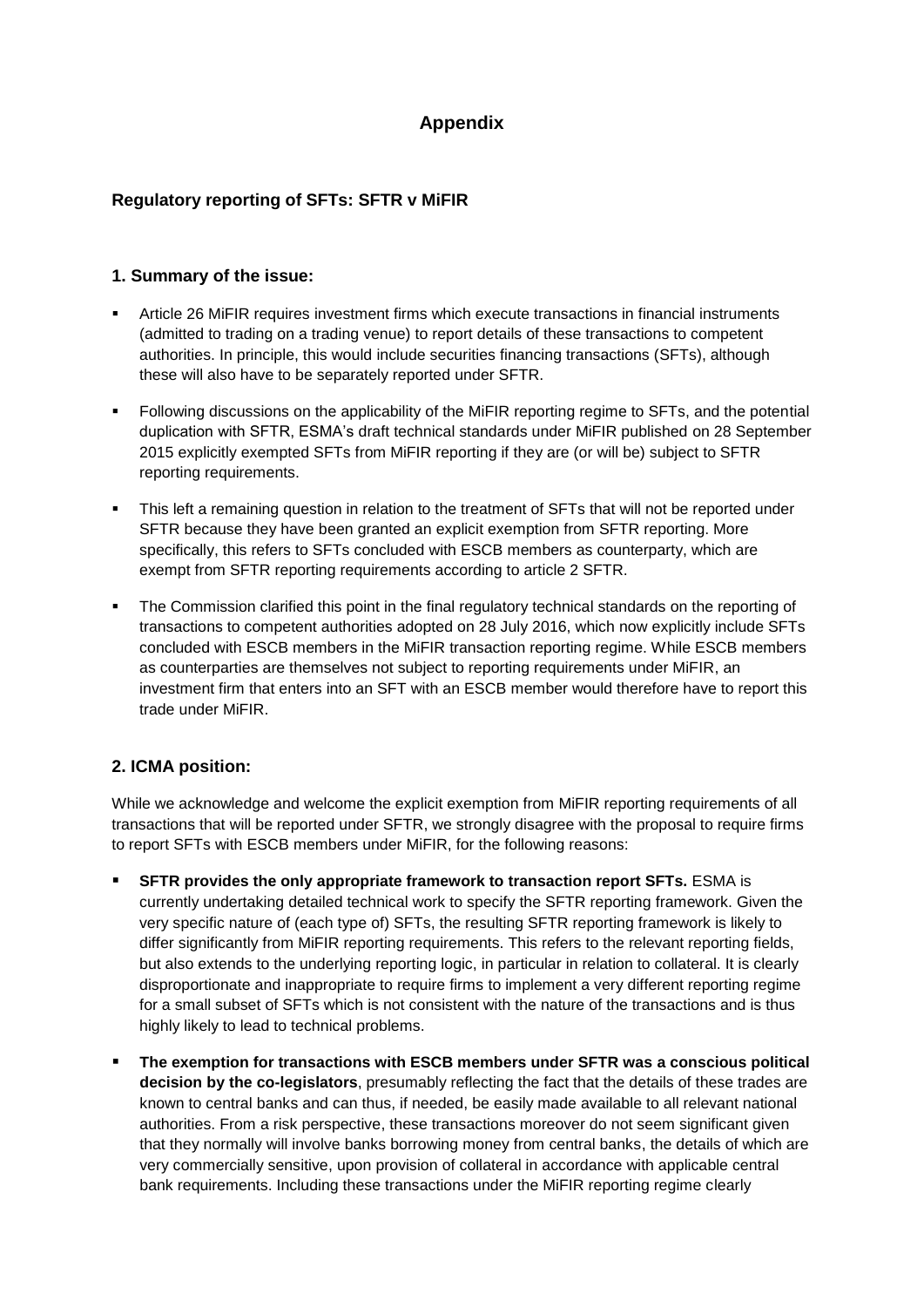# Appendix

## Regulatory reporting of SFTs: SFTR v MiFIR

### 1. Summary of the issue:

- Article 26 MiFIR requires investment firms which execute transactions in financial instruments (admitted to trading on a trading venue) to report details of these transactions to competent authorities. In principle, this would include securities financing transactions (SFTs), although these will also have to be separately reported under SFTR.
- Following discussions on the applicability of the MiFIR reporting regime to SFTs, and the potential duplication with SFTR, ESMA's draft technical standards under MiFIR published on 28 September 2015 explicitly exempted SFTs from MiFIR reporting if they are (or will be) subject to SFTR reporting requirements.
- This left a remaining question in relation to the treatment of SFTs that will not be reported under SFTR because they have been granted an explicit exemption from SFTR reporting. More specifically, this refers to SFTs concluded with ESCB members as counterparty, which are exempt from SFTR reporting requirements according to article 2 SFTR.
- The Commission clarified this point in the final regulatory technical standards on the reporting of transactions to competent authorities adopted on 28 July 2016, which now explicitly include SFTs concluded with ESCB members in the MiFIR transaction reporting regime. While ESCB members as counterparties are themselves not subject to reporting requirements under MiFIR, an investment firm that enters into an SFT with an ESCB member would therefore have to report this trade under MiFIR.

### 2. ICMA position:

While we acknowledge and welcome the explicit exemption from MiFIR reporting requirements of all transactions that will be reported under SFTR, we strongly disagree with the proposal to require firms to report SFTs with ESCB members under MiFIR, for the following reasons:

- **SFTR provides the only appropriate framework to transaction report SFTs.** ESMA is currently undertaking detailed technical work to specify the SFTR reporting framework. Given the very specific nature of (each type of) SFTs, the resulting SFTR reporting framework is likely to differ significantly from MiFIR reporting requirements. This refers to the relevant reporting fields, but also extends to the underlying reporting logic, in particular in relation to collateral. It is clearly disproportionate and inappropriate to require firms to implement a very different reporting regime for a small subset of SFTs which is not consistent with the nature of the transactions and is thus highly likely to lead to technical problems.
- **The exemption for transactions with ESCB members under SFTR was a conscious political decision by the co-legislators**, presumably reflecting the fact that the details of these trades are known to central banks and can thus, if needed, be easily made available to all relevant national authorities. From a risk perspective, these transactions moreover do not seem significant given that they normally will involve banks borrowing money from central banks, the details of which are very commercially sensitive, upon provision of collateral in accordance with applicable central bank requirements. Including these transactions under the MiFIR reporting regime clearly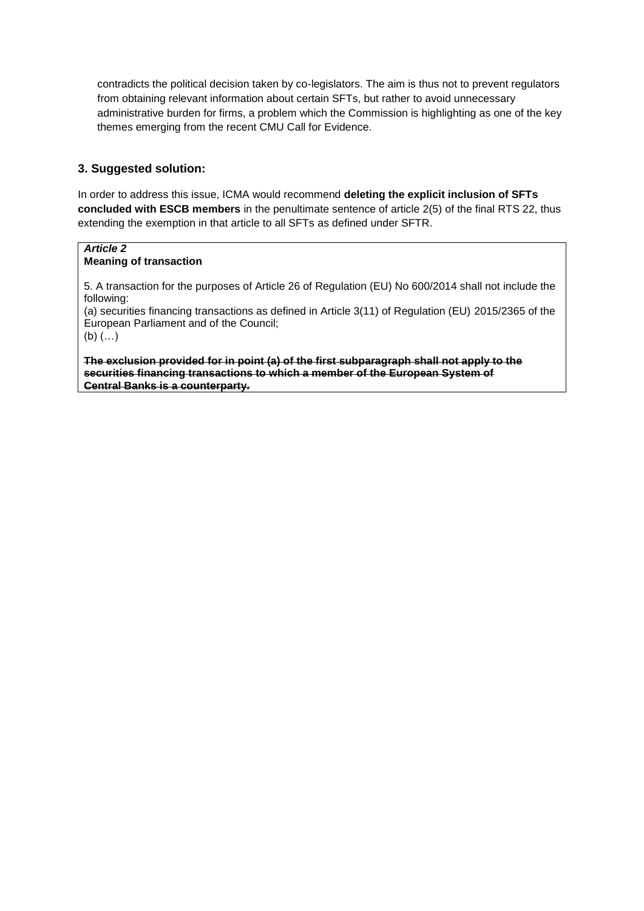contradicts the political decision taken by co-legislators. The aim is thus not to prevent regulators from obtaining relevant information about certain SFTs, but rather to avoid unnecessary administrative burden for firms, a problem which the Commission is highlighting as one of the key themes emerging from the recent CMU Call for Evidence.

### 3. Suggested solution:

In order to address this issue, ICMA would recommend **deleting the explicit inclusion of SFTs concluded with ESCB members** in the penultimate sentence of article 2(5) of the final RTS 22, thus extending the exemption in that article to all SFTs as defined under SFTR.

> ***Article 2***
> **Meaning of transaction**
>
> 5. A transaction for the purposes of Article 26 of Regulation (EU) No 600/2014 shall not include the following:
> (a) securities financing transactions as defined in Article 3(11) of Regulation (EU) 2015/2365 of the European Parliament and of the Council;
> (b) (…)
>
> **~~The exclusion provided for in point (a) of the first subparagraph shall not apply to the securities financing transactions to which a member of the European System of Central Banks is a counterparty.~~**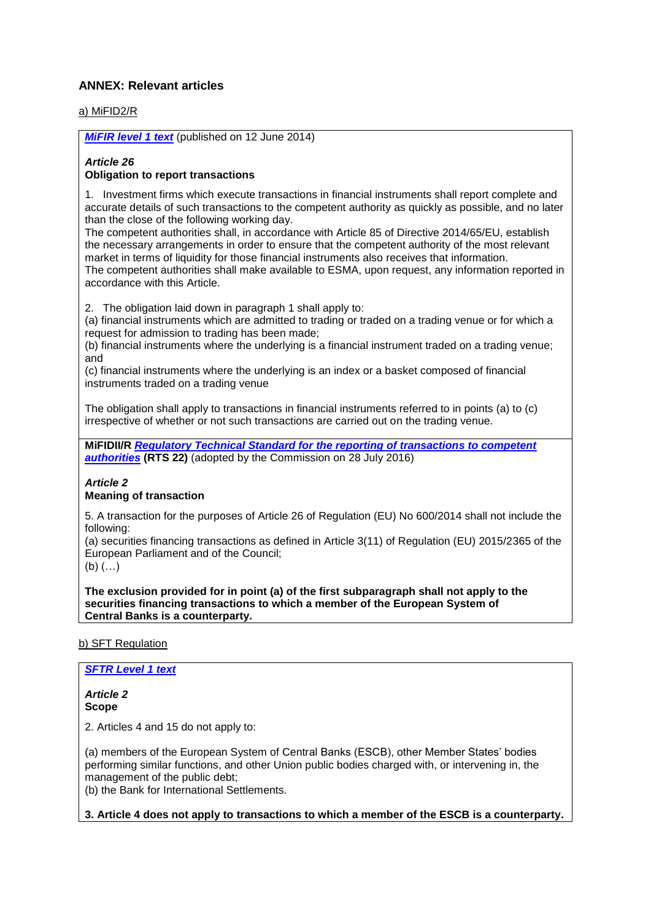## ANNEX: Relevant articles

a) MiFID2/R

***MiFIR level 1 text*** (published on 12 June 2014)

***Article 26***
**Obligation to report transactions**

1. Investment firms which execute transactions in financial instruments shall report complete and accurate details of such transactions to the competent authority as quickly as possible, and no later than the close of the following working day.
The competent authorities shall, in accordance with Article 85 of Directive 2014/65/EU, establish the necessary arrangements in order to ensure that the competent authority of the most relevant market in terms of liquidity for those financial instruments also receives that information.
The competent authorities shall make available to ESMA, upon request, any information reported in accordance with this Article.

2. The obligation laid down in paragraph 1 shall apply to:
(a) financial instruments which are admitted to trading or traded on a trading venue or for which a request for admission to trading has been made;
(b) financial instruments where the underlying is a financial instrument traded on a trading venue; and
(c) financial instruments where the underlying is an index or a basket composed of financial instruments traded on a trading venue

The obligation shall apply to transactions in financial instruments referred to in points (a) to (c) irrespective of whether or not such transactions are carried out on the trading venue.

**MiFIDII/R *Regulatory Technical Standard for the reporting of transactions to competent authorities* (RTS 22)** (adopted by the Commission on 28 July 2016)

***Article 2***
**Meaning of transaction**

5. A transaction for the purposes of Article 26 of Regulation (EU) No 600/2014 shall not include the following:
(a) securities financing transactions as defined in Article 3(11) of Regulation (EU) 2015/2365 of the European Parliament and of the Council;
(b) (…)

**The exclusion provided for in point (a) of the first subparagraph shall not apply to the securities financing transactions to which a member of the European System of Central Banks is a counterparty.**

b) SFT Regulation

***SFTR Level 1 text***

***Article 2***
**Scope**

2. Articles 4 and 15 do not apply to:

(a) members of the European System of Central Banks (ESCB), other Member States' bodies performing similar functions, and other Union public bodies charged with, or intervening in, the management of the public debt;
(b) the Bank for International Settlements.

**3. Article 4 does not apply to transactions to which a member of the ESCB is a counterparty.**